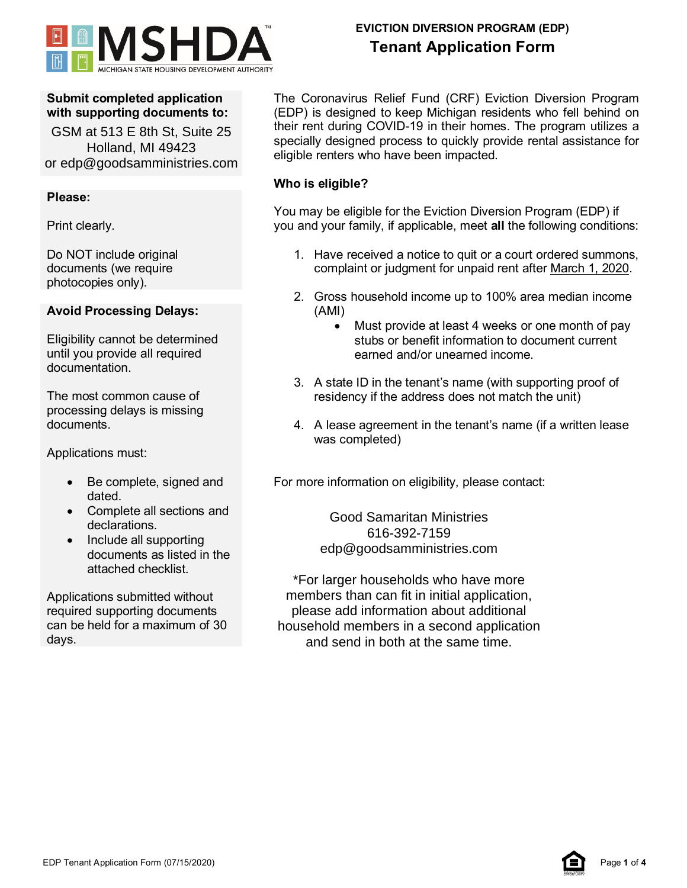MSHDA
MICHIGAN STATE HOUSING DEVELOPMENT AUTHORITY

# EVICTION DIVERSION PROGRAM (EDP)

## Tenant Application Form

**Submit completed application with supporting documents to:**

GSM at 513 E 8th St, Suite 25
Holland, MI 49423
or edp@goodsamministries.com

**Please:**

Print clearly.

Do NOT include original documents (we require photocopies only).

**Avoid Processing Delays:**

Eligibility cannot be determined until you provide all required documentation.

The most common cause of processing delays is missing documents.

Applications must:

- Be complete, signed and dated.
- Complete all sections and declarations.
- Include all supporting documents as listed in the attached checklist.

Applications submitted without required supporting documents can be held for a maximum of 30 days.

The Coronavirus Relief Fund (CRF) Eviction Diversion Program (EDP) is designed to keep Michigan residents who fell behind on their rent during COVID-19 in their homes. The program utilizes a specially designed process to quickly provide rental assistance for eligible renters who have been impacted.

**Who is eligible?**

You may be eligible for the Eviction Diversion Program (EDP) if you and your family, if applicable, meet **all** the following conditions:

1. Have received a notice to quit or a court ordered summons, complaint or judgment for unpaid rent after March 1, 2020.
2. Gross household income up to 100% area median income (AMI)
   - Must provide at least 4 weeks or one month of pay stubs or benefit information to document current earned and/or unearned income.
3. A state ID in the tenant's name (with supporting proof of residency if the address does not match the unit)
4. A lease agreement in the tenant's name (if a written lease was completed)

For more information on eligibility, please contact:

Good Samaritan Ministries
616-392-7159
edp@goodsamministries.com

*For larger households who have more members than can fit in initial application, please add information about additional household members in a second application and send in both at the same time.

EDP Tenant Application Form (07/15/2020)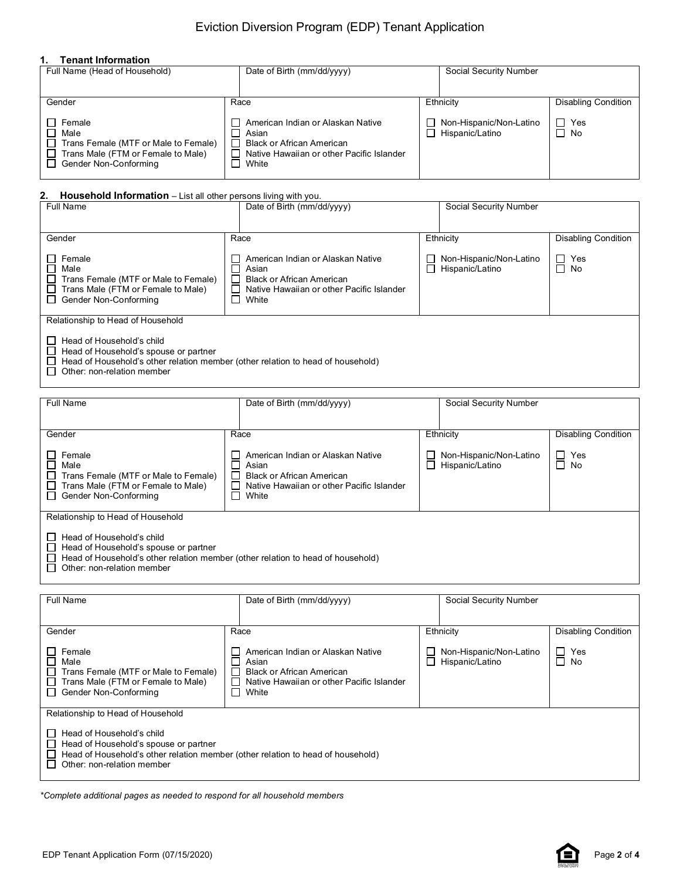# Eviction Diversion Program (EDP) Tenant Application

## 1. Tenant Information

| Full Name (Head of Household) | Date of Birth (mm/dd/yyyy) | Social Security Number | |
|---|---|---|---|
| | | | |
| **Gender** | **Race** | **Ethnicity** | **Disabling Condition** |
| ☐ Female<br>☐ Male<br>☐ Trans Female (MTF or Male to Female)<br>☐ Trans Male (FTM or Female to Male)<br>☐ Gender Non-Conforming | ☐ American Indian or Alaskan Native<br>☐ Asian<br>☐ Black or African American<br>☐ Native Hawaiian or other Pacific Islander<br>☐ White | ☐ Non-Hispanic/Non-Latino<br>☐ Hispanic/Latino | ☐ Yes<br>☐ No |

## 2. Household Information – List all other persons living with you.

| Full Name | Date of Birth (mm/dd/yyyy) | Social Security Number | |
|---|---|---|---|
| | | | |
| **Gender** | **Race** | **Ethnicity** | **Disabling Condition** |
| ☐ Female<br>☐ Male<br>☐ Trans Female (MTF or Male to Female)<br>☐ Trans Male (FTM or Female to Male)<br>☐ Gender Non-Conforming | ☐ American Indian or Alaskan Native<br>☐ Asian<br>☐ Black or African American<br>☐ Native Hawaiian or other Pacific Islander<br>☐ White | ☐ Non-Hispanic/Non-Latino<br>☐ Hispanic/Latino | ☐ Yes<br>☐ No |
| **Relationship to Head of Household** | | | |
| ☐ Head of Household's child<br>☐ Head of Household's spouse or partner<br>☐ Head of Household's other relation member (other relation to head of household)<br>☐ Other: non-relation member | | | |

| Full Name | Date of Birth (mm/dd/yyyy) | Social Security Number | |
|---|---|---|---|
| | | | |
| **Gender** | **Race** | **Ethnicity** | **Disabling Condition** |
| ☐ Female<br>☐ Male<br>☐ Trans Female (MTF or Male to Female)<br>☐ Trans Male (FTM or Female to Male)<br>☐ Gender Non-Conforming | ☐ American Indian or Alaskan Native<br>☐ Asian<br>☐ Black or African American<br>☐ Native Hawaiian or other Pacific Islander<br>☐ White | ☐ Non-Hispanic/Non-Latino<br>☐ Hispanic/Latino | ☐ Yes<br>☐ No |
| **Relationship to Head of Household** | | | |
| ☐ Head of Household's child<br>☐ Head of Household's spouse or partner<br>☐ Head of Household's other relation member (other relation to head of household)<br>☐ Other: non-relation member | | | |

| Full Name | Date of Birth (mm/dd/yyyy) | Social Security Number | |
|---|---|---|---|
| | | | |
| **Gender** | **Race** | **Ethnicity** | **Disabling Condition** |
| ☐ Female<br>☐ Male<br>☐ Trans Female (MTF or Male to Female)<br>☐ Trans Male (FTM or Female to Male)<br>☐ Gender Non-Conforming | ☐ American Indian or Alaskan Native<br>☐ Asian<br>☐ Black or African American<br>☐ Native Hawaiian or other Pacific Islander<br>☐ White | ☐ Non-Hispanic/Non-Latino<br>☐ Hispanic/Latino | ☐ Yes<br>☐ No |
| **Relationship to Head of Household** | | | |
| ☐ Head of Household's child<br>☐ Head of Household's spouse or partner<br>☐ Head of Household's other relation member (other relation to head of household)<br>☐ Other: non-relation member | | | |

*\*Complete additional pages as needed to respond for all household members*

EDP Tenant Application Form (07/15/2020)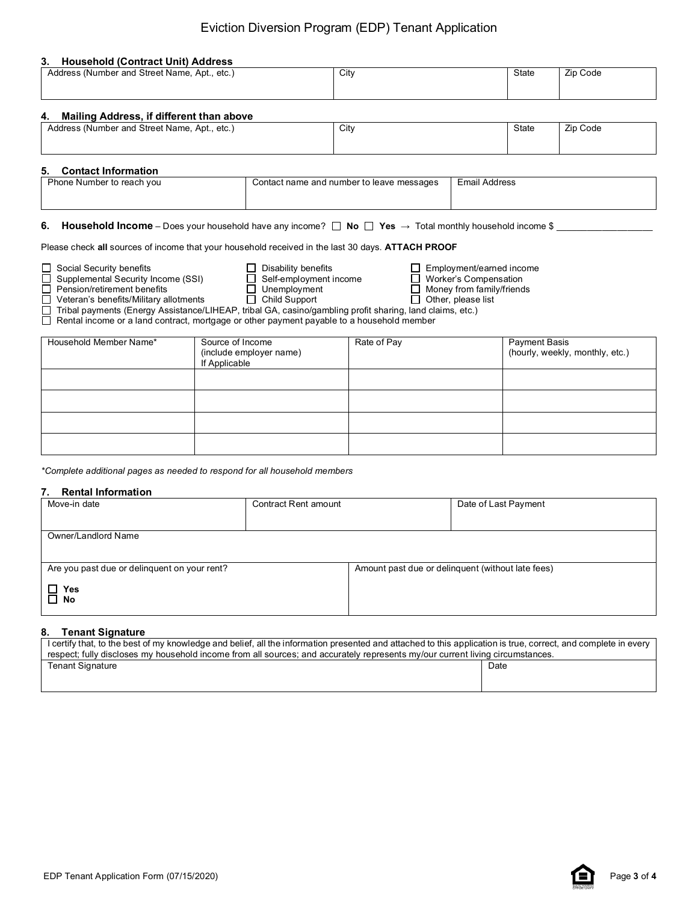# Eviction Diversion Program (EDP) Tenant Application

### 3. Household (Contract Unit) Address

| Address (Number and Street Name, Apt., etc.) | City | State | Zip Code |
|---|---|---|---|
| | | | |

### 4. Mailing Address, if different than above

| Address (Number and Street Name, Apt., etc.) | City | State | Zip Code |
|---|---|---|---|
| | | | |

### 5. Contact Information

| Phone Number to reach you | Contact name and number to leave messages | Email Address |
|---|---|---|
| | | |

### 6. Household Income

**Household Income** – Does your household have any income? ☐ **No** ☐ **Yes** → Total monthly household income $ ___________________

Please check **all** sources of income that your household received in the last 30 days. **ATTACH PROOF**

- ☐ Social Security benefits
- ☐ Supplemental Security Income (SSI)
- ☐ Pension/retirement benefits
- ☐ Veteran's benefits/Military allotments
- ☐ Disability benefits
- ☐ Self-employment income
- ☐ Unemployment
- ☐ Child Support
- ☐ Employment/earned income
- ☐ Worker's Compensation
- ☐ Money from family/friends
- ☐ Other, please list
- ☐ Tribal payments (Energy Assistance/LIHEAP, tribal GA, casino/gambling profit sharing, land claims, etc.)
- ☐ Rental income or a land contract, mortgage or other payment payable to a household member

| Household Member Name* | Source of Income (include employer name) If Applicable | Rate of Pay | Payment Basis (hourly, weekly, monthly, etc.) |
|---|---|---|---|
| | | | |
| | | | |
| | | | |
| | | | |

*\*Complete additional pages as needed to respond for all household members*

### 7. Rental Information

| Move-in date | Contract Rent amount | Date of Last Payment |
|---|---|---|
| | | |

| Owner/Landlord Name |
|---|
| |

| Are you past due or delinquent on your rent? | Amount past due or delinquent (without late fees) |
|---|---|
| ☐ **Yes** ☐ **No** | |

### 8. Tenant Signature

I certify that, to the best of my knowledge and belief, all the information presented and attached to this application is true, correct, and complete in every respect; fully discloses my household income from all sources; and accurately represents my/our current living circumstances.

| Tenant Signature | Date |
|---|---|
| | |

EDP Tenant Application Form (07/15/2020)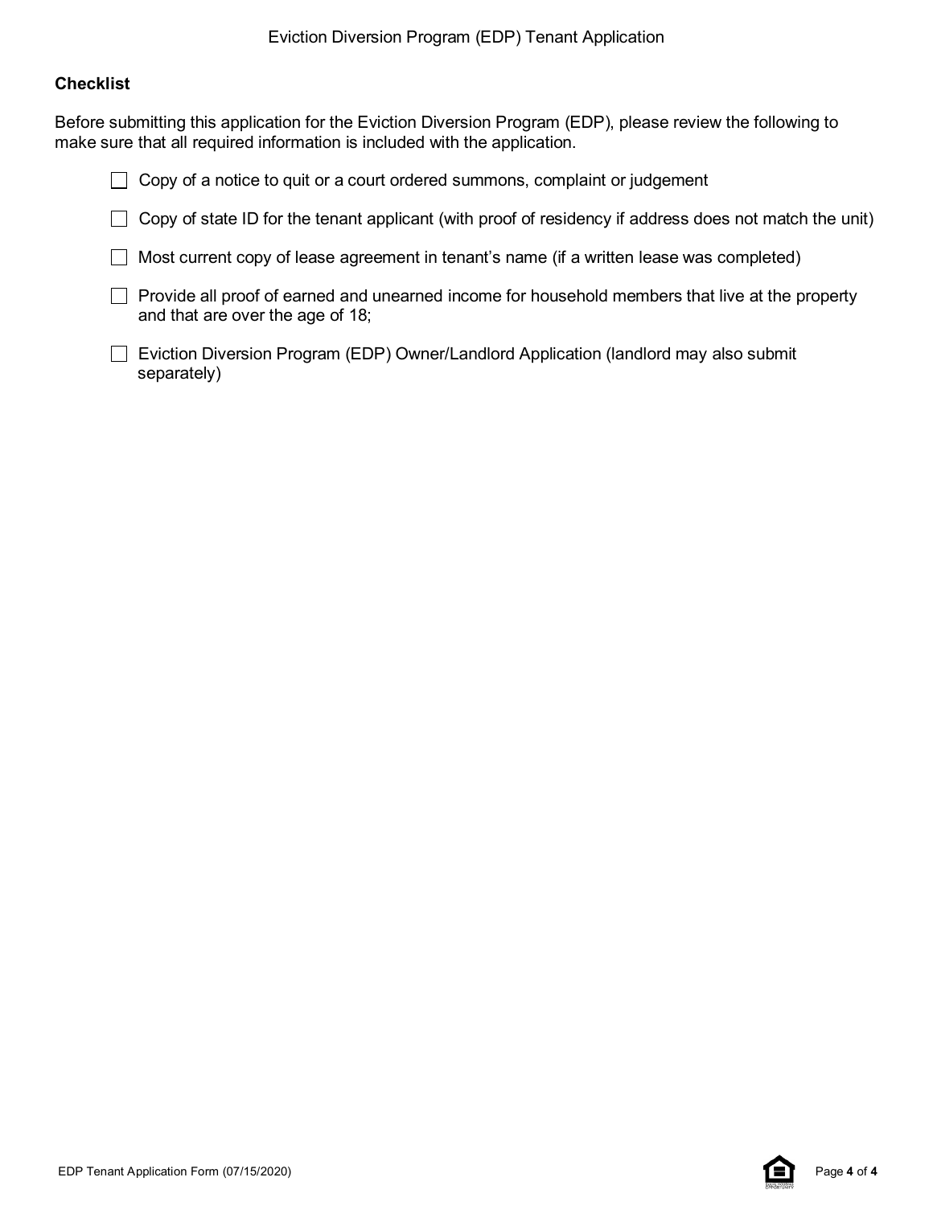## Checklist

Before submitting this application for the Eviction Diversion Program (EDP), please review the following to make sure that all required information is included with the application.

- ☐ Copy of a notice to quit or a court ordered summons, complaint or judgement
- ☐ Copy of state ID for the tenant applicant (with proof of residency if address does not match the unit)
- ☐ Most current copy of lease agreement in tenant's name (if a written lease was completed)
- ☐ Provide all proof of earned and unearned income for household members that live at the property and that are over the age of 18;
- ☐ Eviction Diversion Program (EDP) Owner/Landlord Application (landlord may also submit separately)